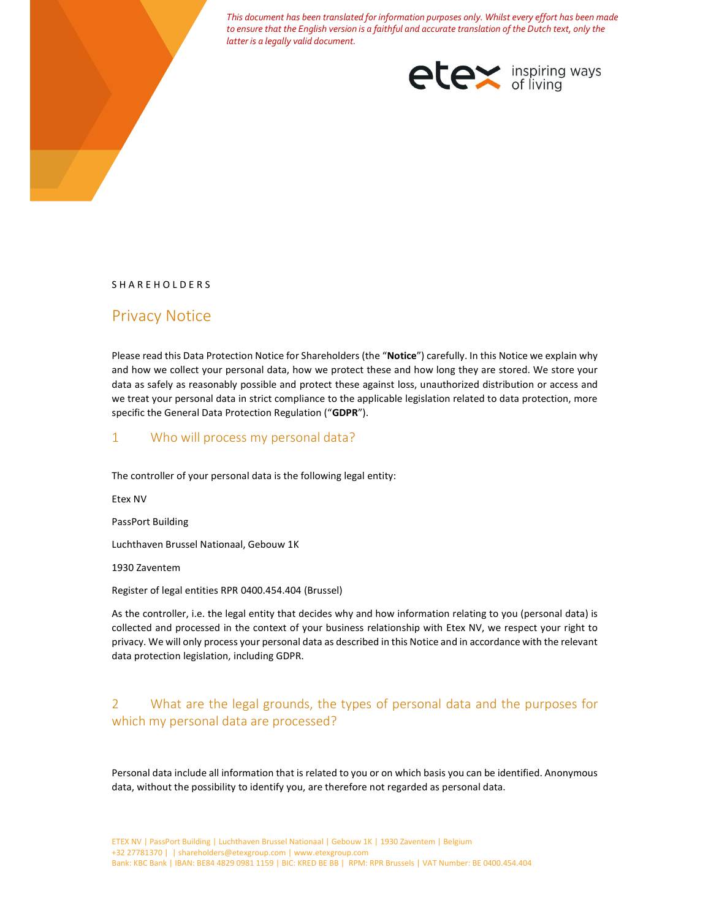*This document has been translated for information purposes only. Whilst every effort has been made to ensure that the English version is a faithful and accurate translation of the Dutch text, only the latter is a legally valid document.*

SHAREHOLDERS

# Privacy Notice

Please read this Data Protection Notice for Shareholders (the "**Notice**") carefully. In this Notice we explain why and how we collect your personal data, how we protect these and how long they are stored. We store your data as safely as reasonably possible and protect these against loss, unauthorized distribution or access and we treat your personal data in strict compliance to the applicable legislation related to data protection, more specific the General Data Protection Regulation ("**GDPR**").

## 1 Who will process my personal data?

The controller of your personal data is the following legal entity:

Etex NV

PassPort Building

Luchthaven Brussel Nationaal, Gebouw 1K

1930 Zaventem

Register of legal entities RPR 0400.454.404 (Brussel)

As the controller, i.e. the legal entity that decides why and how information relating to you (personal data) is collected and processed in the context of your business relationship with Etex NV, we respect your right to privacy. We will only process your personal data as described in this Notice and in accordance with the relevant data protection legislation, including GDPR.

## 2 What are the legal grounds, the types of personal data and the purposes for which my personal data are processed?

Personal data include all information that is related to you or on which basis you can be identified. Anonymous data, without the possibility to identify you, are therefore not regarded as personal data.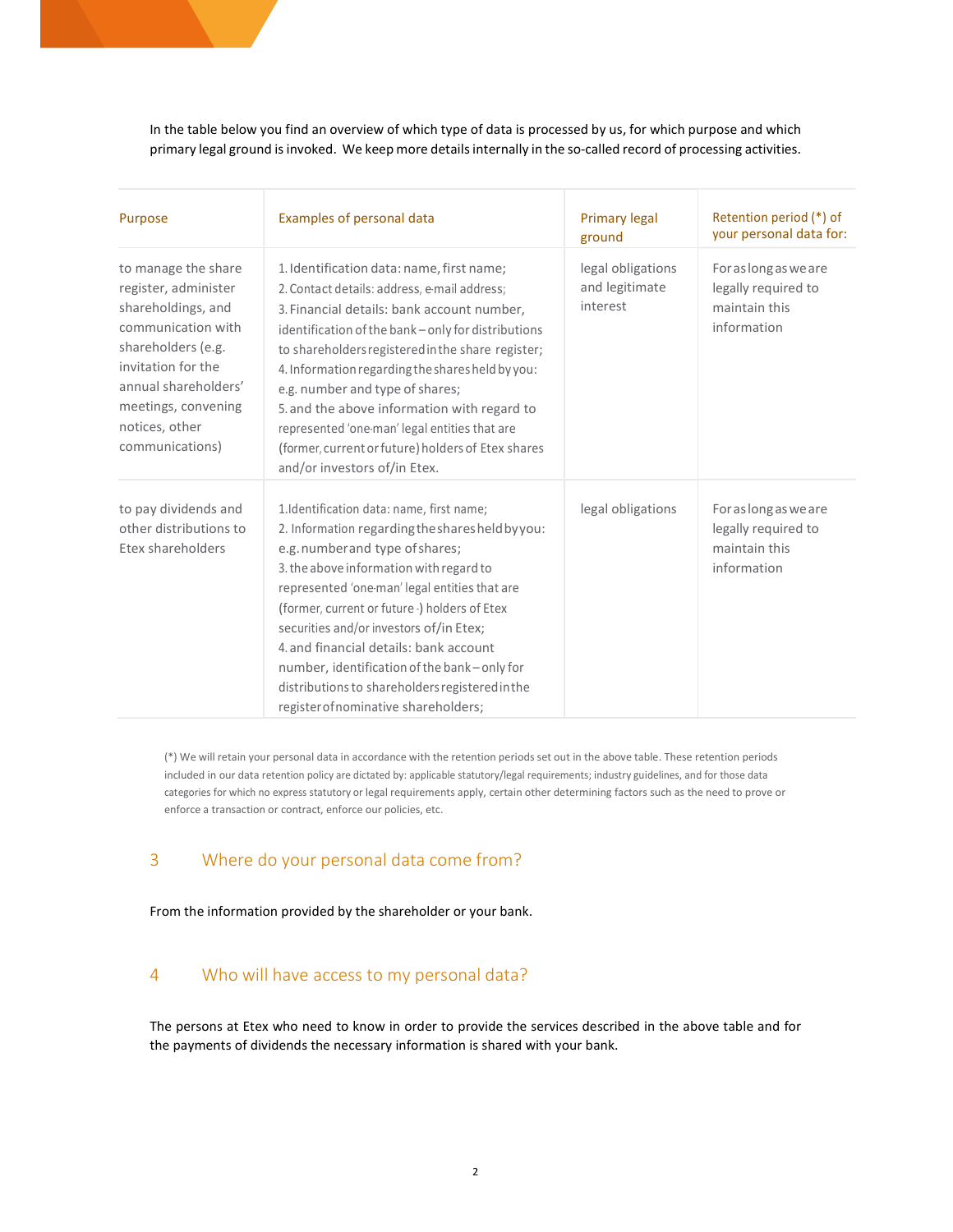In the table below you find an overview of which type of data is processed by us, for which purpose and which primary legal ground is invoked. We keep more details internally in the so-called record of processing activities.

| Purpose | Examples of personal data | Primary legal ground | Retention period (*) of your personal data for: |
|---|---|---|---|
| to manage the share register, administer shareholdings, and communication with shareholders (e.g. invitation for the annual shareholders' meetings, convening notices, other communications) | 1. Identification data: name, first name;<br>2. Contact details: address, e-mail address;<br>3. Financial details: bank account number, identification of the bank – only for distributions to shareholders registered in the share register;<br>4. Information regarding the shares held by you: e.g. number and type of shares;<br>5. and the above information with regard to represented 'one-man' legal entities that are (former, current or future) holders of Etex shares and/or investors of/in Etex. | legal obligations and legitimate interest | For as long as we are legally required to maintain this information |
| to pay dividends and other distributions to Etex shareholders | 1.Identification data: name, first name;<br>2. Information regarding the shares held by you: e.g. number and type of shares;<br>3. the above information with regard to represented 'one-man' legal entities that are (former, current or future -) holders of Etex securities and/or investors of/in Etex;<br>4. and financial details: bank account number, identification of the bank – only for distributions to shareholders registered in the register of nominative shareholders; | legal obligations | For as long as we are legally required to maintain this information |

(*) We will retain your personal data in accordance with the retention periods set out in the above table. These retention periods included in our data retention policy are dictated by: applicable statutory/legal requirements; industry guidelines, and for those data categories for which no express statutory or legal requirements apply, certain other determining factors such as the need to prove or enforce a transaction or contract, enforce our policies, etc.

## 3 Where do your personal data come from?

From the information provided by the shareholder or your bank.

## 4 Who will have access to my personal data?

The persons at Etex who need to know in order to provide the services described in the above table and for the payments of dividends the necessary information is shared with your bank.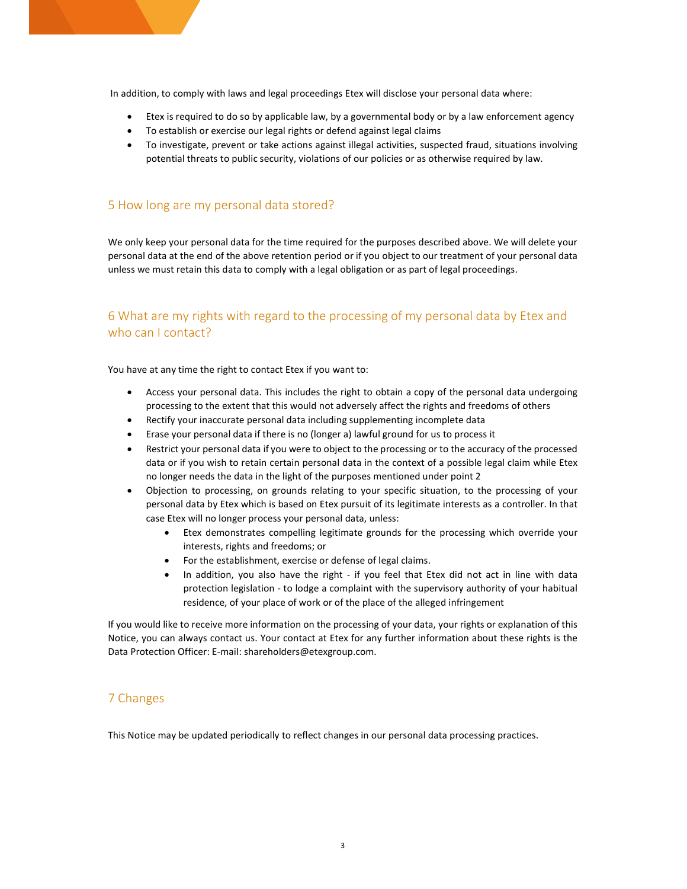In addition, to comply with laws and legal proceedings Etex will disclose your personal data where:

- Etex is required to do so by applicable law, by a governmental body or by a law enforcement agency
- To establish or exercise our legal rights or defend against legal claims
- To investigate, prevent or take actions against illegal activities, suspected fraud, situations involving potential threats to public security, violations of our policies or as otherwise required by law.

## 5 How long are my personal data stored?

We only keep your personal data for the time required for the purposes described above. We will delete your personal data at the end of the above retention period or if you object to our treatment of your personal data unless we must retain this data to comply with a legal obligation or as part of legal proceedings.

## 6 What are my rights with regard to the processing of my personal data by Etex and who can I contact?

You have at any time the right to contact Etex if you want to:

- Access your personal data. This includes the right to obtain a copy of the personal data undergoing processing to the extent that this would not adversely affect the rights and freedoms of others
- Rectify your inaccurate personal data including supplementing incomplete data
- Erase your personal data if there is no (longer a) lawful ground for us to process it
- Restrict your personal data if you were to object to the processing or to the accuracy of the processed data or if you wish to retain certain personal data in the context of a possible legal claim while Etex no longer needs the data in the light of the purposes mentioned under point 2
- Objection to processing, on grounds relating to your specific situation, to the processing of your personal data by Etex which is based on Etex pursuit of its legitimate interests as a controller. In that case Etex will no longer process your personal data, unless:
    - Etex demonstrates compelling legitimate grounds for the processing which override your interests, rights and freedoms; or
    - For the establishment, exercise or defense of legal claims.
    - In addition, you also have the right - if you feel that Etex did not act in line with data protection legislation - to lodge a complaint with the supervisory authority of your habitual residence, of your place of work or of the place of the alleged infringement

If you would like to receive more information on the processing of your data, your rights or explanation of this Notice, you can always contact us. Your contact at Etex for any further information about these rights is the Data Protection Officer: E-mail: shareholders@etexgroup.com.

## 7 Changes

This Notice may be updated periodically to reflect changes in our personal data processing practices.